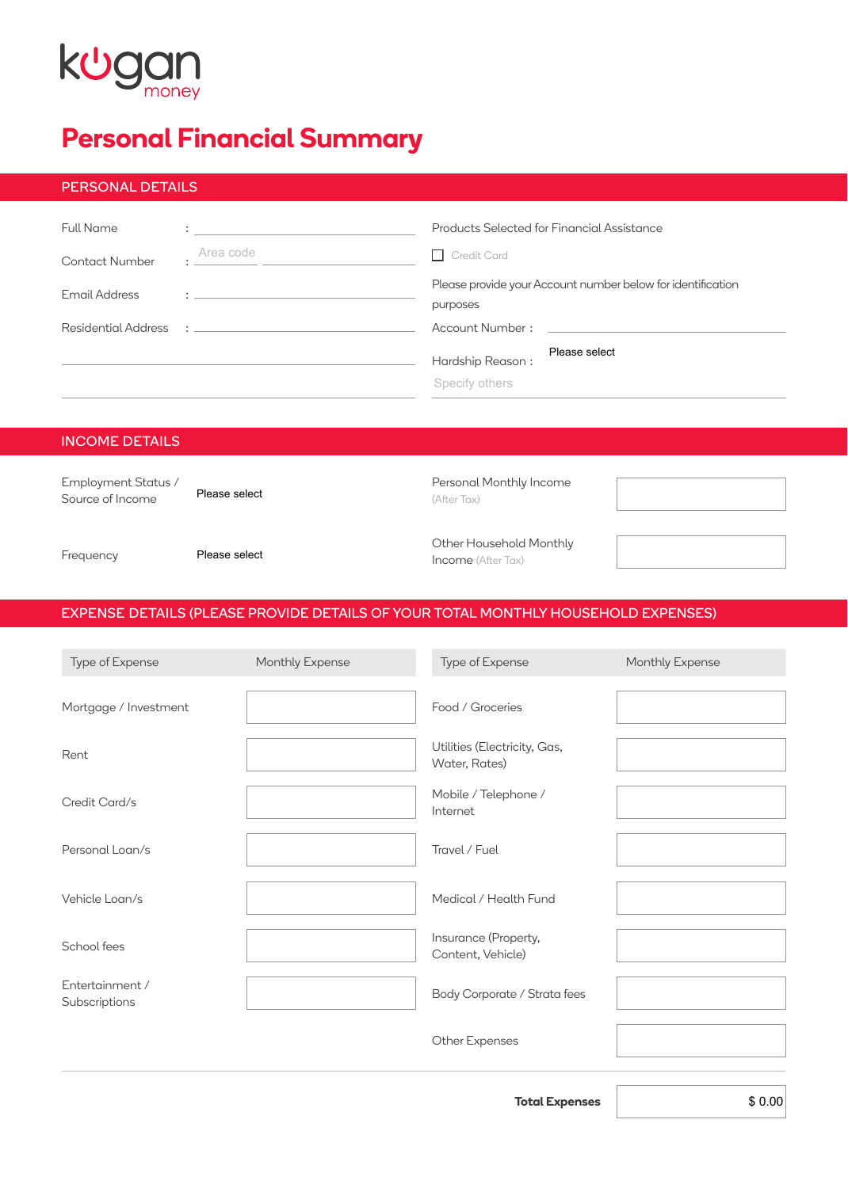kogan money

# Personal Financial Summary

## PERSONAL DETAILS

Full Name :

Contact Number : Area code

Email Address :

Residential Address :

Products Selected for Financial Assistance

☐ Credit Card

Please provide your Account number below for identification purposes

Account Number :

Hardship Reason : Please select

Specify others

## INCOME DETAILS

Employment Status / Source of Income: Please select

Frequency: Please select

Personal Monthly Income (After Tax)

Other Household Monthly Income (After Tax)

## EXPENSE DETAILS (PLEASE PROVIDE DETAILS OF YOUR TOTAL MONTHLY HOUSEHOLD EXPENSES)

| Type of Expense | Monthly Expense | Type of Expense | Monthly Expense |
|---|---|---|---|
| Mortgage / Investment | | Food / Groceries | |
| Rent | | Utilities (Electricity, Gas, Water, Rates) | |
| Credit Card/s | | Mobile / Telephone / Internet | |
| Personal Loan/s | | Travel / Fuel | |
| Vehicle Loan/s | | Medical / Health Fund | |
| School fees | | Insurance (Property, Content, Vehicle) | |
| Entertainment / Subscriptions | | Body Corporate / Strata fees | |
| | | Other Expenses | |

**Total Expenses** $ 0.00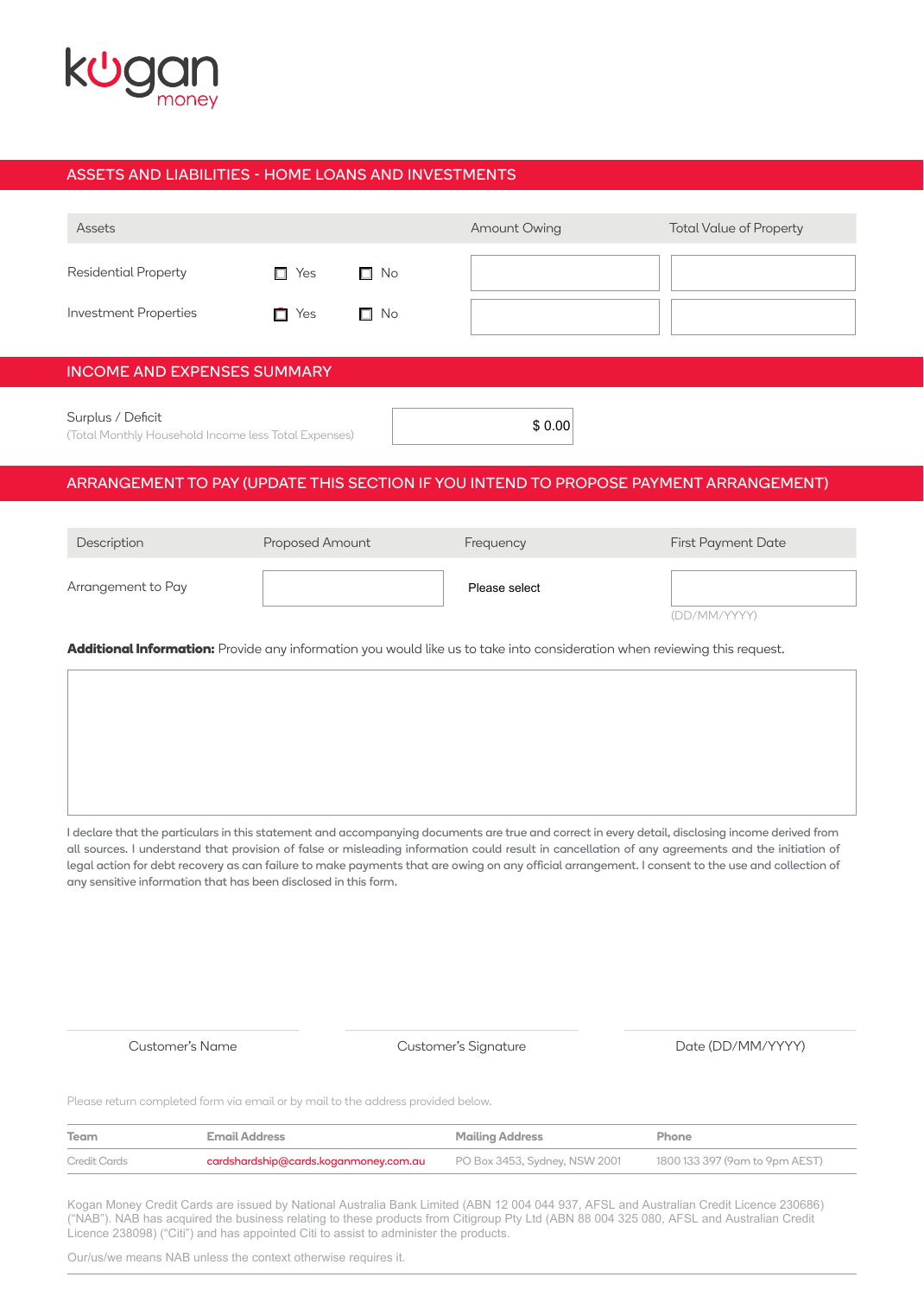kogan money

## ASSETS AND LIABILITIES - HOME LOANS AND INVESTMENTS

| Assets | | | Amount Owing | Total Value of Property |
|---|---|---|---|---|
| Residential Property | ☐ Yes | ☐ No | | |
| Investment Properties | ☐ Yes | ☐ No | | |

## INCOME AND EXPENSES SUMMARY

| | |
|---|---|
| Surplus / Deficit (Total Monthly Household Income less Total Expenses) | $ 0.00 |

## ARRANGEMENT TO PAY (UPDATE THIS SECTION IF YOU INTEND TO PROPOSE PAYMENT ARRANGEMENT)

| Description | Proposed Amount | Frequency | First Payment Date |
|---|---|---|---|
| Arrangement to Pay | | Please select | (DD/MM/YYYY) |

**Additional Information:** Provide any information you would like us to take into consideration when reviewing this request.

I declare that the particulars in this statement and accompanying documents are true and correct in every detail, disclosing income derived from all sources. I understand that provision of false or misleading information could result in cancellation of any agreements and the initiation of legal action for debt recovery as can failure to make payments that are owing on any official arrangement. I consent to the use and collection of any sensitive information that has been disclosed in this form.

| Customer's Name | Customer's Signature | Date (DD/MM/YYYY) |
|---|---|---|
| | | |

Please return completed form via email or by mail to the address provided below.

| Team | Email Address | Mailing Address | Phone |
|---|---|---|---|
| Credit Cards | cardshardship@cards.koganmoney.com.au | PO Box 3453, Sydney, NSW 2001 | 1800 133 397 (9am to 9pm AEST) |

Kogan Money Credit Cards are issued by National Australia Bank Limited (ABN 12 004 044 937, AFSL and Australian Credit Licence 230686) ("NAB"). NAB has acquired the business relating to these products from Citigroup Pty Ltd (ABN 88 004 325 080, AFSL and Australian Credit Licence 238098) ("Citi") and has appointed Citi to assist to administer the products.

Our/us/we means NAB unless the context otherwise requires it.